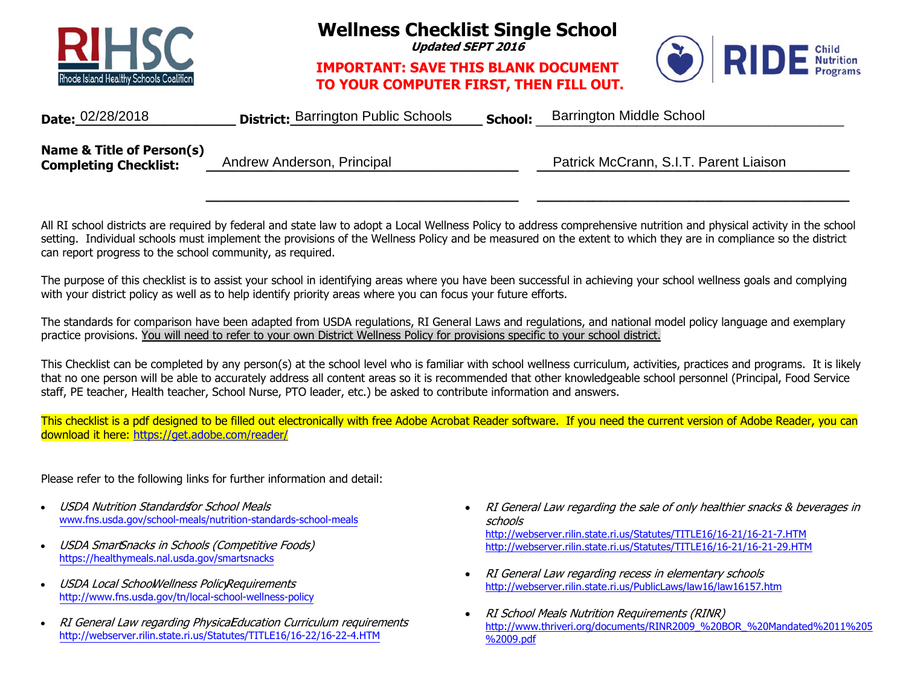RIHSC Rhode Island Healthy Schools Coalition

# Wellness Checklist Single School

***Updated SEPT 2016***

**IMPORTANT: SAVE THIS BLANK DOCUMENT TO YOUR COMPUTER FIRST, THEN FILL OUT.**

RIDE Child Nutrition Programs

**Date:** 02/28/2018 **District:** Barrington Public Schools **School:** Barrington Middle School

**Name & Title of Person(s) Completing Checklist:** Andrew Anderson, Principal    Patrick McCrann, S.I.T. Parent Liaison

All RI school districts are required by federal and state law to adopt a Local Wellness Policy to address comprehensive nutrition and physical activity in the school setting. Individual schools must implement the provisions of the Wellness Policy and be measured on the extent to which they are in compliance so the district can report progress to the school community, as required.

The purpose of this checklist is to assist your school in identifying areas where you have been successful in achieving your school wellness goals and complying with your district policy as well as to help identify priority areas where you can focus your future efforts.

The standards for comparison have been adapted from USDA regulations, RI General Laws and regulations, and national model policy language and exemplary practice provisions. You will need to refer to your own District Wellness Policy for provisions specific to your school district.

This Checklist can be completed by any person(s) at the school level who is familiar with school wellness curriculum, activities, practices and programs. It is likely that no one person will be able to accurately address all content areas so it is recommended that other knowledgeable school personnel (Principal, Food Service staff, PE teacher, Health teacher, School Nurse, PTO leader, etc.) be asked to contribute information and answers.

This checklist is a pdf designed to be filled out electronically with free Adobe Acrobat Reader software. If you need the current version of Adobe Reader, you can download it here: https://get.adobe.com/reader/

Please refer to the following links for further information and detail:

- *USDA Nutrition Standards for School Meals*
  www.fns.usda.gov/school-meals/nutrition-standards-school-meals
- *USDA Smart Snacks in Schools (Competitive Foods)*
  https://healthymeals.nal.usda.gov/smartsnacks
- *USDA Local School Wellness Policy Requirements*
  http://www.fns.usda.gov/tn/local-school-wellness-policy
- *RI General Law regarding Physical Education Curriculum requirements*
  http://webserver.rilin.state.ri.us/Statutes/TITLE16/16-22/16-22-4.HTM
- *RI General Law regarding the sale of only healthier snacks & beverages in schools*
  http://webserver.rilin.state.ri.us/Statutes/TITLE16/16-21/16-21-7.HTM
  http://webserver.rilin.state.ri.us/Statutes/TITLE16/16-21/16-21-29.HTM
- *RI General Law regarding recess in elementary schools*
  http://webserver.rilin.state.ri.us/PublicLaws/law16/law16157.htm
- *RI School Meals Nutrition Requirements (RINR)*
  http://www.thriveri.org/documents/RINR2009_%20BOR_%20Mandated%2011%205%2009.pdf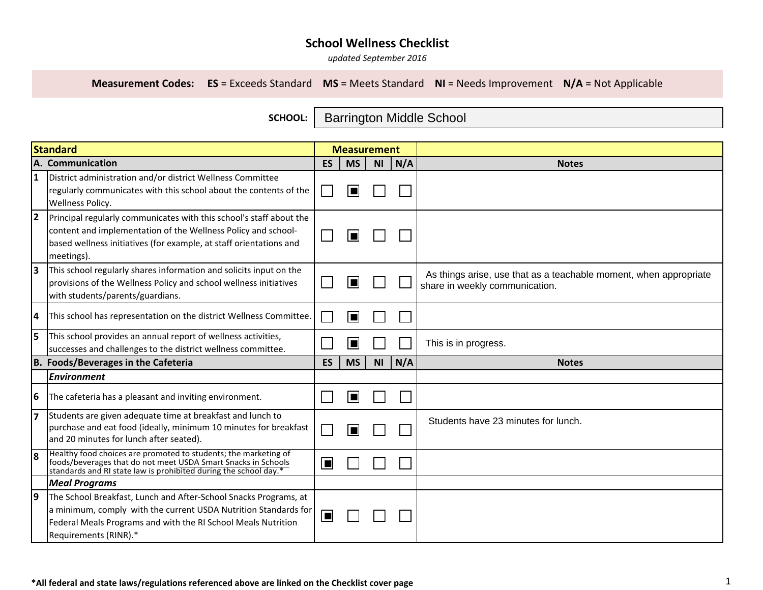# School Wellness Checklist

*updated September 2016*

**Measurement Codes:** **ES** = Exceeds Standard **MS** = Meets Standard **NI** = Needs Improvement **N/A** = Not Applicable

**SCHOOL:** Barrington Middle School

| | Standard | ES | MS | NI | N/A | Notes |
|---|---|---|---|---|---|---|
| **A.** | **Communication** | **ES** | **MS** | **NI** | **N/A** | **Notes** |
| 1 | District administration and/or district Wellness Committee regularly communicates with this school about the contents of the Wellness Policy. | ☐ | ☒ | ☐ | ☐ | |
| 2 | Principal regularly communicates with this school's staff about the content and implementation of the Wellness Policy and school-based wellness initiatives (for example, at staff orientations and meetings). | ☐ | ☒ | ☐ | ☐ | |
| 3 | This school regularly shares information and solicits input on the provisions of the Wellness Policy and school wellness initiatives with students/parents/guardians. | ☐ | ☒ | ☐ | ☐ | As things arise, use that as a teachable moment, when appropriate share in weekly communication. |
| 4 | This school has representation on the district Wellness Committee. | ☐ | ☒ | ☐ | ☐ | |
| 5 | This school provides an annual report of wellness activities, successes and challenges to the district wellness committee. | ☐ | ☒ | ☐ | ☐ | This is in progress. |
| **B.** | **Foods/Beverages in the Cafeteria** | **ES** | **MS** | **NI** | **N/A** | **Notes** |
| | ***Environment*** | | | | | |
| 6 | The cafeteria has a pleasant and inviting environment. | ☐ | ☒ | ☐ | ☐ | |
| 7 | Students are given adequate time at breakfast and lunch to purchase and eat food (ideally, minimum 10 minutes for breakfast and 20 minutes for lunch after seated). | ☐ | ☒ | ☐ | ☐ | Students have 23 minutes for lunch. |
| 8 | Healthy food choices are promoted to students; the marketing of foods/beverages that do not meet USDA Smart Snacks in Schools standards and RI state law is prohibited during the school day.* | ☒ | ☐ | ☐ | ☐ | |
| | ***Meal Programs*** | | | | | |
| 9 | The School Breakfast, Lunch and After-School Snacks Programs, at a minimum, comply with the current USDA Nutrition Standards for Federal Meals Programs and with the RI School Meals Nutrition Requirements (RINR).* | ☒ | ☐ | ☐ | ☐ | |

***All federal and state laws/regulations referenced above are linked on the Checklist cover page**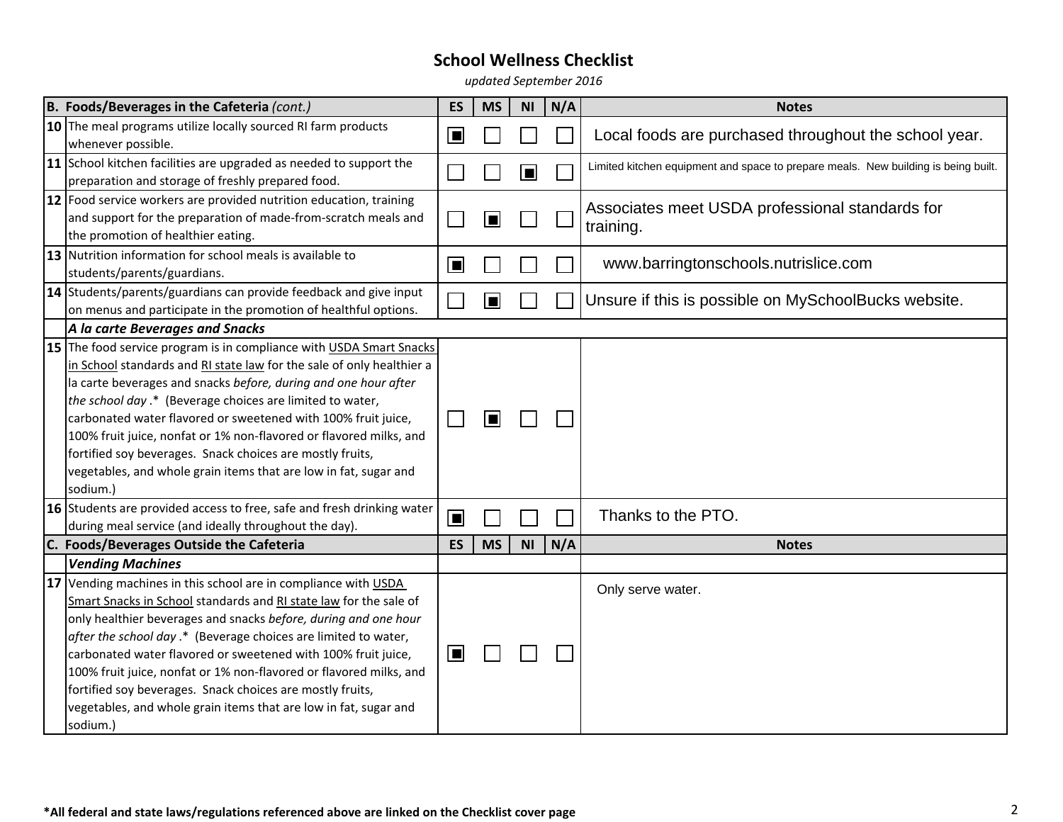# School Wellness Checklist

*updated September 2016*

| | B. Foods/Beverages in the Cafeteria *(cont.)* | ES | MS | NI | N/A | Notes |
|---|---|---|---|---|---|---|
| 10 | The meal programs utilize locally sourced RI farm products whenever possible. | ■ | | | | Local foods are purchased throughout the school year. |
| 11 | School kitchen facilities are upgraded as needed to support the preparation and storage of freshly prepared food. | | | ■ | | Limited kitchen equipment and space to prepare meals. New building is being built. |
| 12 | Food service workers are provided nutrition education, training and support for the preparation of made-from-scratch meals and the promotion of healthier eating. | | ■ | | | Associates meet USDA professional standards for training. |
| 13 | Nutrition information for school meals is available to students/parents/guardians. | ■ | | | | www.barringtonschools.nutrislice.com |
| 14 | Students/parents/guardians can provide feedback and give input on menus and participate in the promotion of healthful options. | | ■ | | | Unsure if this is possible on MySchoolBucks website. |
| | ***A la carte Beverages and Snacks*** | | | | | |
| 15 | The food service program is in compliance with USDA Smart Snacks in School standards and RI state law for the sale of only healthier a la carte beverages and snacks *before, during and one hour after the school day*.* (Beverage choices are limited to water, carbonated water flavored or sweetened with 100% fruit juice, 100% fruit juice, nonfat or 1% non-flavored or flavored milks, and fortified soy beverages. Snack choices are mostly fruits, vegetables, and whole grain items that are low in fat, sugar and sodium.) | | ■ | | | |
| 16 | Students are provided access to free, safe and fresh drinking water during meal service (and ideally throughout the day). | ■ | | | | Thanks to the PTO. |
| | **C. Foods/Beverages Outside the Cafeteria** | **ES** | **MS** | **NI** | **N/A** | **Notes** |
| | ***Vending Machines*** | | | | | |
| 17 | Vending machines in this school are in compliance with USDA Smart Snacks in School standards and RI state law for the sale of only healthier beverages and snacks *before, during and one hour after the school day*.* (Beverage choices are limited to water, carbonated water flavored or sweetened with 100% fruit juice, 100% fruit juice, nonfat or 1% non-flavored or flavored milks, and fortified soy beverages. Snack choices are mostly fruits, vegetables, and whole grain items that are low in fat, sugar and sodium.) | ■ | | | | Only serve water. |

**\*All federal and state laws/regulations referenced above are linked on the Checklist cover page**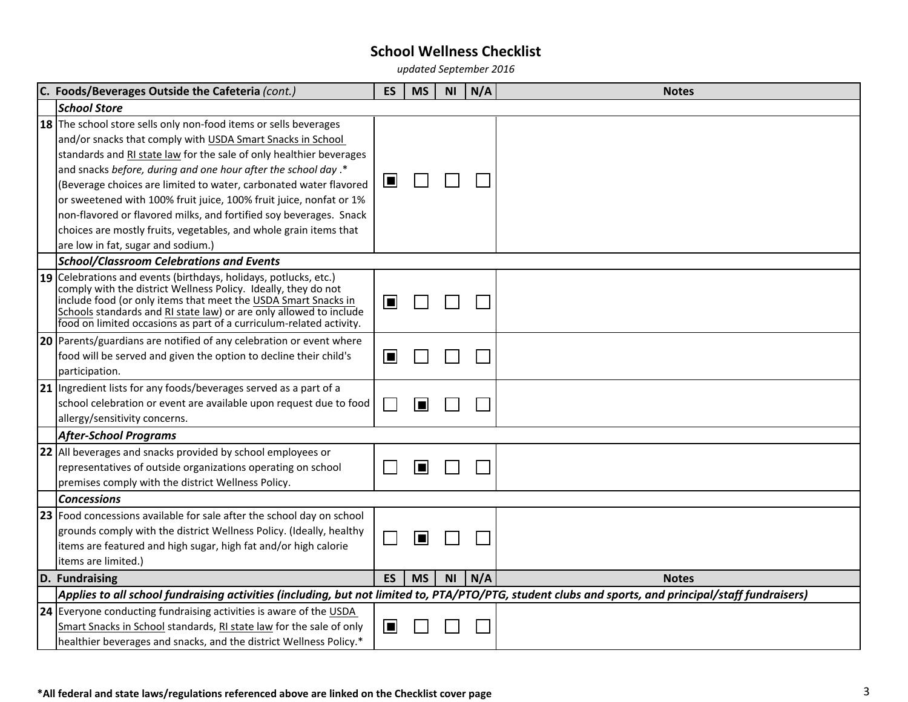# School Wellness Checklist

*updated September 2016*

| | C. Foods/Beverages Outside the Cafeteria *(cont.)* | ES | MS | NI | N/A | Notes |
|---|---|---|---|---|---|---|
| | ***School Store*** | | | | | |
| 18 | The school store sells only non-food items or sells beverages and/or snacks that comply with USDA Smart Snacks in School standards and RI state law for the sale of only healthier beverages and snacks *before, during and one hour after the school day* .* (Beverage choices are limited to water, carbonated water flavored or sweetened with 100% fruit juice, 100% fruit juice, nonfat or 1% non-flavored or flavored milks, and fortified soy beverages. Snack choices are mostly fruits, vegetables, and whole grain items that are low in fat, sugar and sodium.) | ■ | ☐ | ☐ | ☐ | |
| | ***School/Classroom Celebrations and Events*** | | | | | |
| 19 | Celebrations and events (birthdays, holidays, potlucks, etc.) comply with the district Wellness Policy. Ideally, they do not include food (or only items that meet the USDA Smart Snacks in Schools standards and RI state law) or are only allowed to include food on limited occasions as part of a curriculum-related activity. | ■ | ☐ | ☐ | ☐ | |
| 20 | Parents/guardians are notified of any celebration or event where food will be served and given the option to decline their child's participation. | ■ | ☐ | ☐ | ☐ | |
| 21 | Ingredient lists for any foods/beverages served as a part of a school celebration or event are available upon request due to food allergy/sensitivity concerns. | ☐ | ■ | ☐ | ☐ | |
| | ***After-School Programs*** | | | | | |
| 22 | All beverages and snacks provided by school employees or representatives of outside organizations operating on school premises comply with the district Wellness Policy. | ☐ | ■ | ☐ | ☐ | |
| | ***Concessions*** | | | | | |
| 23 | Food concessions available for sale after the school day on school grounds comply with the district Wellness Policy. (Ideally, healthy items are featured and high sugar, high fat and/or high calorie items are limited.) | ☐ | ■ | ☐ | ☐ | |
| | **D. Fundraising** | **ES** | **MS** | **NI** | **N/A** | **Notes** |
| | ***Applies to all school fundraising activities (including, but not limited to, PTA/PTO/PTG, student clubs and sports, and principal/staff fundraisers)*** | | | | | |
| 24 | Everyone conducting fundraising activities is aware of the USDA Smart Snacks in School standards, RI state law for the sale of only healthier beverages and snacks, and the district Wellness Policy.* | ■ | ☐ | ☐ | ☐ | |

**\*All federal and state laws/regulations referenced above are linked on the Checklist cover page**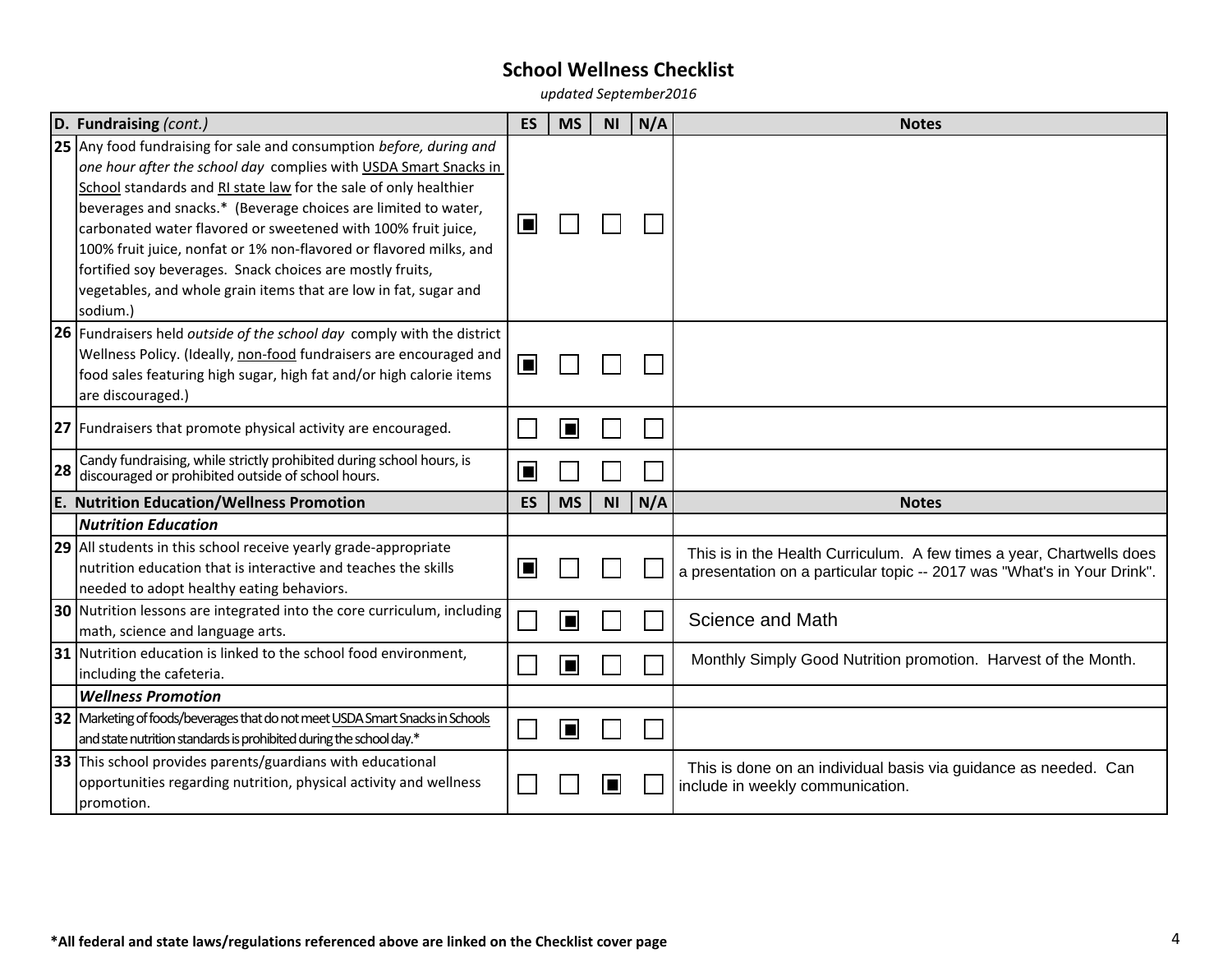# School Wellness Checklist

*updated September2016*

| D. Fundraising *(cont.)* | | ES | MS | NI | N/A | Notes |
|---|---|---|---|---|---|---|
| 25 | Any food fundraising for sale and consumption *before, during and one hour after the school day* complies with USDA Smart Snacks in School standards and RI state law for the sale of only healthier beverages and snacks.* (Beverage choices are limited to water, carbonated water flavored or sweetened with 100% fruit juice, 100% fruit juice, nonfat or 1% non-flavored or flavored milks, and fortified soy beverages. Snack choices are mostly fruits, vegetables, and whole grain items that are low in fat, sugar and sodium.) | ■ | ☐ | ☐ | ☐ | |
| 26 | Fundraisers held *outside of the school day* comply with the district Wellness Policy. (Ideally, non-food fundraisers are encouraged and food sales featuring high sugar, high fat and/or high calorie items are discouraged.) | ■ | ☐ | ☐ | ☐ | |
| 27 | Fundraisers that promote physical activity are encouraged. | ☐ | ■ | ☐ | ☐ | |
| 28 | Candy fundraising, while strictly prohibited during school hours, is discouraged or prohibited outside of school hours. | ■ | ☐ | ☐ | ☐ | |
| **E. Nutrition Education/Wellness Promotion** | | **ES** | **MS** | **NI** | **N/A** | **Notes** |
| | ***Nutrition Education*** | | | | | |
| 29 | All students in this school receive yearly grade-appropriate nutrition education that is interactive and teaches the skills needed to adopt healthy eating behaviors. | ■ | ☐ | ☐ | ☐ | This is in the Health Curriculum. A few times a year, Chartwells does a presentation on a particular topic -- 2017 was "What's in Your Drink". |
| 30 | Nutrition lessons are integrated into the core curriculum, including math, science and language arts. | ☐ | ■ | ☐ | ☐ | Science and Math |
| 31 | Nutrition education is linked to the school food environment, including the cafeteria. | ☐ | ■ | ☐ | ☐ | Monthly Simply Good Nutrition promotion. Harvest of the Month. |
| | ***Wellness Promotion*** | | | | | |
| 32 | Marketing of foods/beverages that do not meet USDA Smart Snacks in Schools and state nutrition standards is prohibited during the school day.* | ☐ | ■ | ☐ | ☐ | |
| 33 | This school provides parents/guardians with educational opportunities regarding nutrition, physical activity and wellness promotion. | ☐ | ☐ | ■ | ☐ | This is done on an individual basis via guidance as needed. Can include in weekly communication. |

**\*All federal and state laws/regulations referenced above are linked on the Checklist cover page**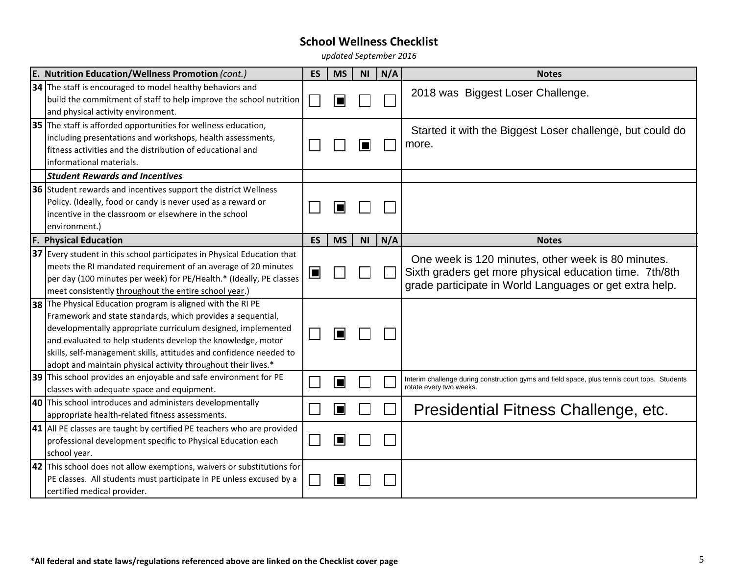## School Wellness Checklist

*updated September 2016*

| | E. Nutrition Education/Wellness Promotion *(cont.)* | ES | MS | NI | N/A | Notes |
|---|---|---|---|---|---|---|
| 34 | The staff is encouraged to model healthy behaviors and build the commitment of staff to help improve the school nutrition and physical activity environment. | ☐ | ■ | ☐ | ☐ | 2018 was Biggest Loser Challenge. |
| 35 | The staff is afforded opportunities for wellness education, including presentations and workshops, health assessments, fitness activities and the distribution of educational and informational materials. | ☐ | ☐ | ■ | ☐ | Started it with the Biggest Loser challenge, but could do more. |
| | ***Student Rewards and Incentives*** | | | | | |
| 36 | Student rewards and incentives support the district Wellness Policy. (Ideally, food or candy is never used as a reward or incentive in the classroom or elsewhere in the school environment.) | ☐ | ■ | ☐ | ☐ | |
| | **F. Physical Education** | **ES** | **MS** | **NI** | **N/A** | **Notes** |
| 37 | Every student in this school participates in Physical Education that meets the RI mandated requirement of an average of 20 minutes per day (100 minutes per week) for PE/Health.* (Ideally, PE classes meet consistently <u>throughout the entire school year</u>.) | ■ | ☐ | ☐ | ☐ | One week is 120 minutes, other week is 80 minutes. Sixth graders get more physical education time. 7th/8th grade participate in World Languages or get extra help. |
| 38 | The Physical Education program is aligned with the RI PE Framework and state standards, which provides a sequential, developmentally appropriate curriculum designed, implemented and evaluated to help students develop the knowledge, motor skills, self-management skills, attitudes and confidence needed to adopt and maintain physical activity throughout their lives.* | ☐ | ■ | ☐ | ☐ | |
| 39 | This school provides an enjoyable and safe environment for PE classes with adequate space and equipment. | ☐ | ■ | ☐ | ☐ | Interim challenge during construction gyms and field space, plus tennis court tops. Students rotate every two weeks. |
| 40 | This school introduces and administers developmentally appropriate health-related fitness assessments. | ☐ | ■ | ☐ | ☐ | Presidential Fitness Challenge, etc. |
| 41 | All PE classes are taught by certified PE teachers who are provided professional development specific to Physical Education each school year. | ☐ | ■ | ☐ | ☐ | |
| 42 | This school does not allow exemptions, waivers or substitutions for PE classes. All students must participate in PE unless excused by a certified medical provider. | ☐ | ■ | ☐ | ☐ | |

**\*All federal and state laws/regulations referenced above are linked on the Checklist cover page**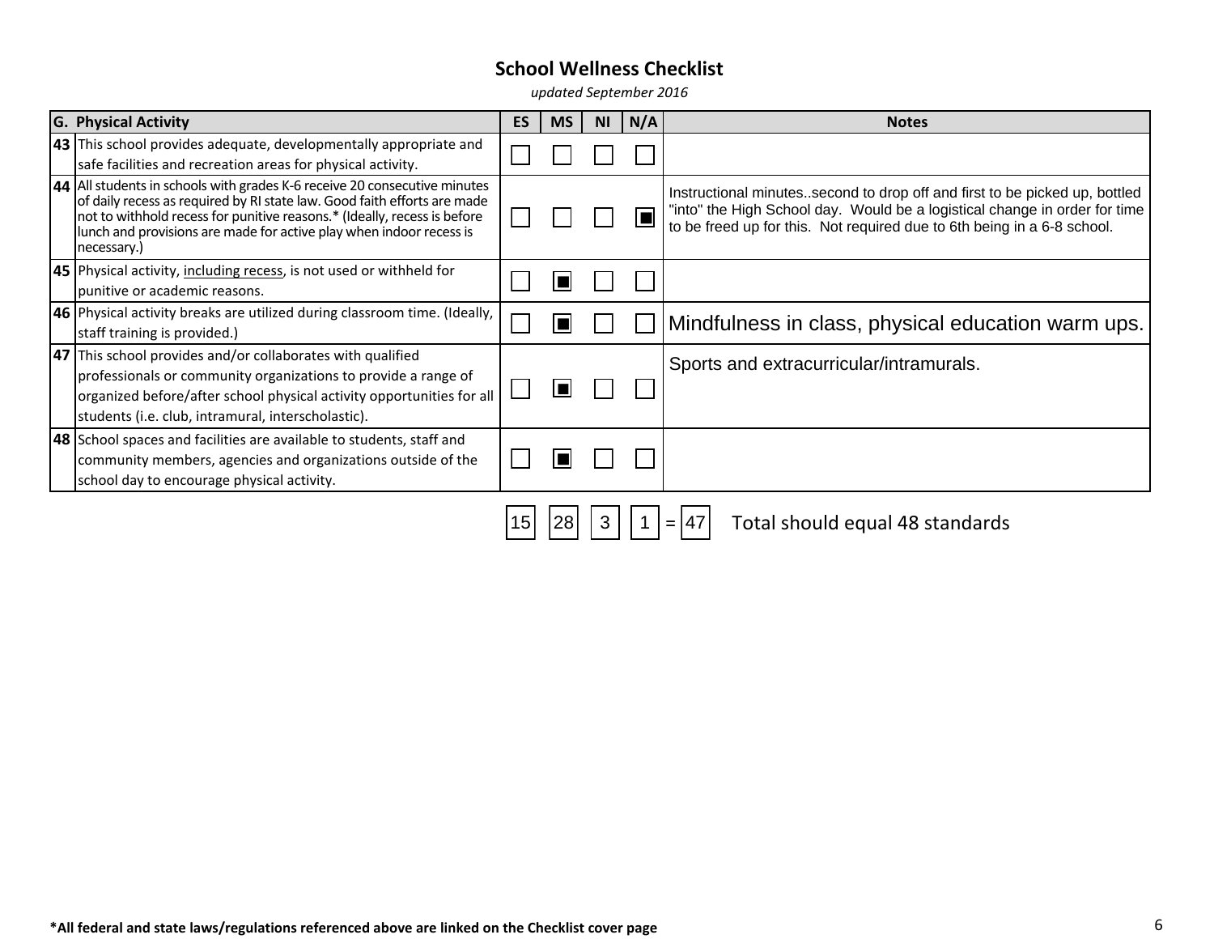# School Wellness Checklist

*updated September 2016*

| G. Physical Activity | | ES | MS | NI | N/A | Notes |
|---|---|---|---|---|---|---|
| 43 | This school provides adequate, developmentally appropriate and safe facilities and recreation areas for physical activity. | ☐ | ☐ | ☐ | ☐ | |
| 44 | All students in schools with grades K-6 receive 20 consecutive minutes of daily recess as required by RI state law. Good faith efforts are made not to withhold recess for punitive reasons.* (Ideally, recess is before lunch and provisions are made for active play when indoor recess is necessary.) | ☐ | ☐ | ☐ | ■ | Instructional minutes..second to drop off and first to be picked up, bottled "into" the High School day. Would be a logistical change in order for time to be freed up for this. Not required due to 6th being in a 6-8 school. |
| 45 | Physical activity, including recess, is not used or withheld for punitive or academic reasons. | ☐ | ■ | ☐ | ☐ | |
| 46 | Physical activity breaks are utilized during classroom time. (Ideally, staff training is provided.) | ☐ | ■ | ☐ | ☐ | Mindfulness in class, physical education warm ups. |
| 47 | This school provides and/or collaborates with qualified professionals or community organizations to provide a range of organized before/after school physical activity opportunities for all students (i.e. club, intramural, interscholastic). | ☐ | ■ | ☐ | ☐ | Sports and extracurricular/intramurals. |
| 48 | School spaces and facilities are available to students, staff and community members, agencies and organizations outside of the school day to encourage physical activity. | ☐ | ■ | ☐ | ☐ | |
| | | 15 | 28 | 3 | 1 | = 47 Total should equal 48 standards |

**\*All federal and state laws/regulations referenced above are linked on the Checklist cover page**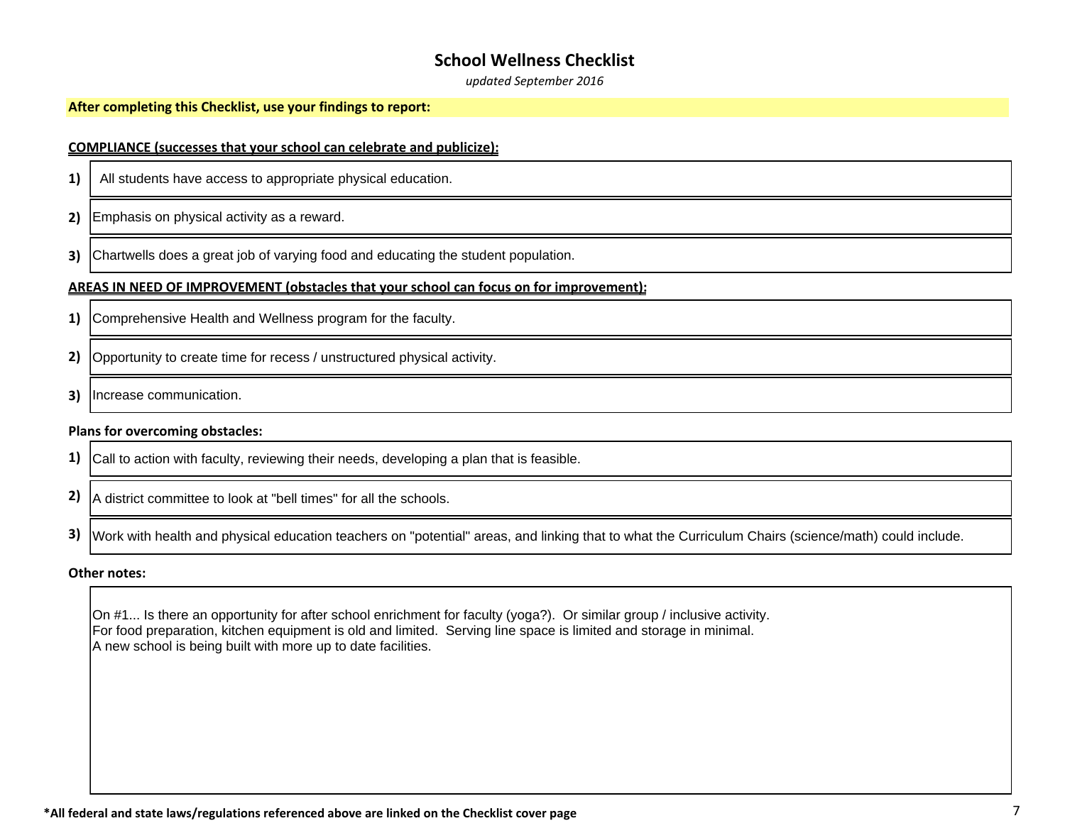# School Wellness Checklist

*updated September 2016*

**After completing this Checklist, use your findings to report:**

**COMPLIANCE (successes that your school can celebrate and publicize):**

**1)** All students have access to appropriate physical education.

**2)** Emphasis on physical activity as a reward.

**3)** Chartwells does a great job of varying food and educating the student population.

**AREAS IN NEED OF IMPROVEMENT (obstacles that your school can focus on for improvement):**

**1)** Comprehensive Health and Wellness program for the faculty.

**2)** Opportunity to create time for recess / unstructured physical activity.

**3)** Increase communication.

**Plans for overcoming obstacles:**

**1)** Call to action with faculty, reviewing their needs, developing a plan that is feasible.

**2)** A district committee to look at "bell times" for all the schools.

**3)** Work with health and physical education teachers on "potential" areas, and linking that to what the Curriculum Chairs (science/math) could include.

**Other notes:**

On #1... Is there an opportunity for after school enrichment for faculty (yoga?). Or similar group / inclusive activity.
For food preparation, kitchen equipment is old and limited. Serving line space is limited and storage in minimal.
A new school is being built with more up to date facilities.

**\*All federal and state laws/regulations referenced above are linked on the Checklist cover page**